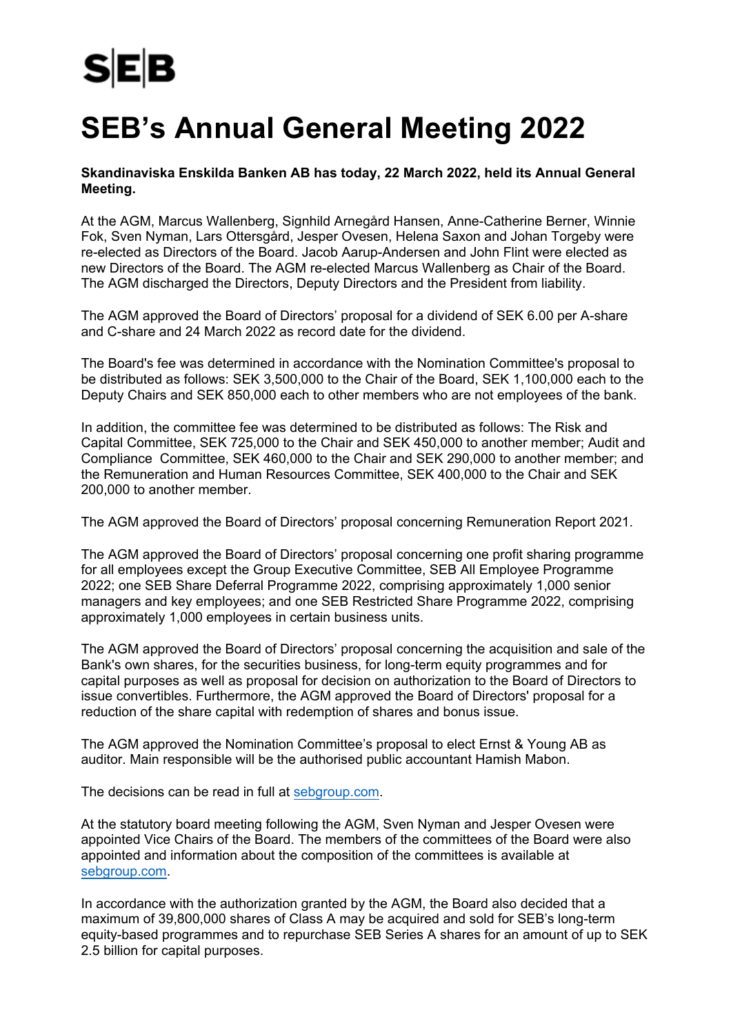SEB

# SEB's Annual General Meeting 2022

**Skandinaviska Enskilda Banken AB has today, 22 March 2022, held its Annual General Meeting.**

At the AGM, Marcus Wallenberg, Signhild Arnegård Hansen, Anne-Catherine Berner, Winnie Fok, Sven Nyman, Lars Ottersgård, Jesper Ovesen, Helena Saxon and Johan Torgeby were re-elected as Directors of the Board. Jacob Aarup-Andersen and John Flint were elected as new Directors of the Board. The AGM re-elected Marcus Wallenberg as Chair of the Board. The AGM discharged the Directors, Deputy Directors and the President from liability.

The AGM approved the Board of Directors' proposal for a dividend of SEK 6.00 per A-share and C-share and 24 March 2022 as record date for the dividend.

The Board's fee was determined in accordance with the Nomination Committee's proposal to be distributed as follows: SEK 3,500,000 to the Chair of the Board, SEK 1,100,000 each to the Deputy Chairs and SEK 850,000 each to other members who are not employees of the bank.

In addition, the committee fee was determined to be distributed as follows: The Risk and Capital Committee, SEK 725,000 to the Chair and SEK 450,000 to another member; Audit and Compliance Committee, SEK 460,000 to the Chair and SEK 290,000 to another member; and the Remuneration and Human Resources Committee, SEK 400,000 to the Chair and SEK 200,000 to another member.

The AGM approved the Board of Directors' proposal concerning Remuneration Report 2021.

The AGM approved the Board of Directors' proposal concerning one profit sharing programme for all employees except the Group Executive Committee, SEB All Employee Programme 2022; one SEB Share Deferral Programme 2022, comprising approximately 1,000 senior managers and key employees; and one SEB Restricted Share Programme 2022, comprising approximately 1,000 employees in certain business units.

The AGM approved the Board of Directors' proposal concerning the acquisition and sale of the Bank's own shares, for the securities business, for long-term equity programmes and for capital purposes as well as proposal for decision on authorization to the Board of Directors to issue convertibles. Furthermore, the AGM approved the Board of Directors' proposal for a reduction of the share capital with redemption of shares and bonus issue.

The AGM approved the Nomination Committee's proposal to elect Ernst & Young AB as auditor. Main responsible will be the authorised public accountant Hamish Mabon.

The decisions can be read in full at sebgroup.com.

At the statutory board meeting following the AGM, Sven Nyman and Jesper Ovesen were appointed Vice Chairs of the Board. The members of the committees of the Board were also appointed and information about the composition of the committees is available at sebgroup.com.

In accordance with the authorization granted by the AGM, the Board also decided that a maximum of 39,800,000 shares of Class A may be acquired and sold for SEB's long-term equity-based programmes and to repurchase SEB Series A shares for an amount of up to SEK 2.5 billion for capital purposes.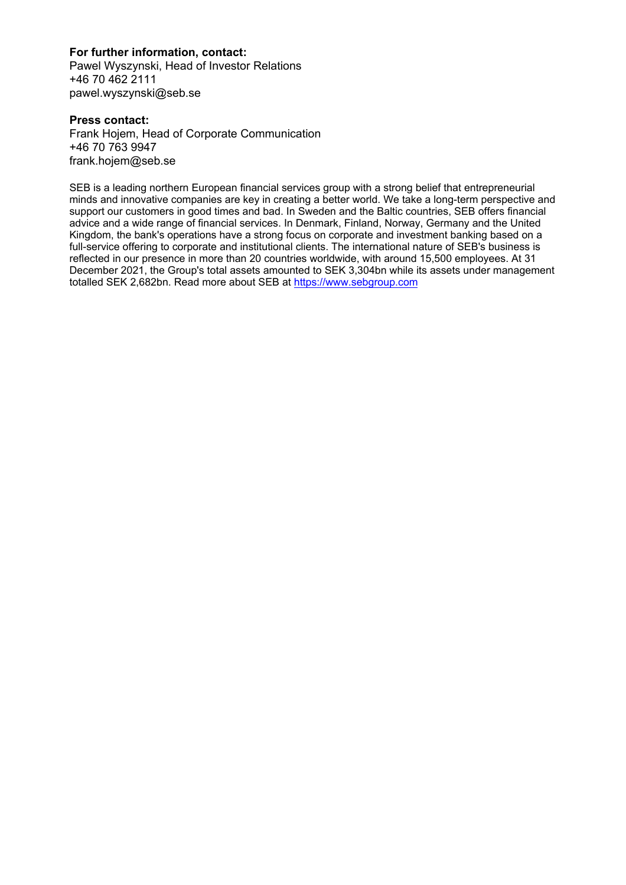**For further information, contact:**
Pawel Wyszynski, Head of Investor Relations
+46 70 462 2111
pawel.wyszynski@seb.se

**Press contact:**
Frank Hojem, Head of Corporate Communication
+46 70 763 9947
frank.hojem@seb.se

SEB is a leading northern European financial services group with a strong belief that entrepreneurial minds and innovative companies are key in creating a better world. We take a long-term perspective and support our customers in good times and bad. In Sweden and the Baltic countries, SEB offers financial advice and a wide range of financial services. In Denmark, Finland, Norway, Germany and the United Kingdom, the bank's operations have a strong focus on corporate and investment banking based on a full-service offering to corporate and institutional clients. The international nature of SEB's business is reflected in our presence in more than 20 countries worldwide, with around 15,500 employees. At 31 December 2021, the Group's total assets amounted to SEK 3,304bn while its assets under management totalled SEK 2,682bn. Read more about SEB at [https://www.sebgroup.com](https://www.sebgroup.com)